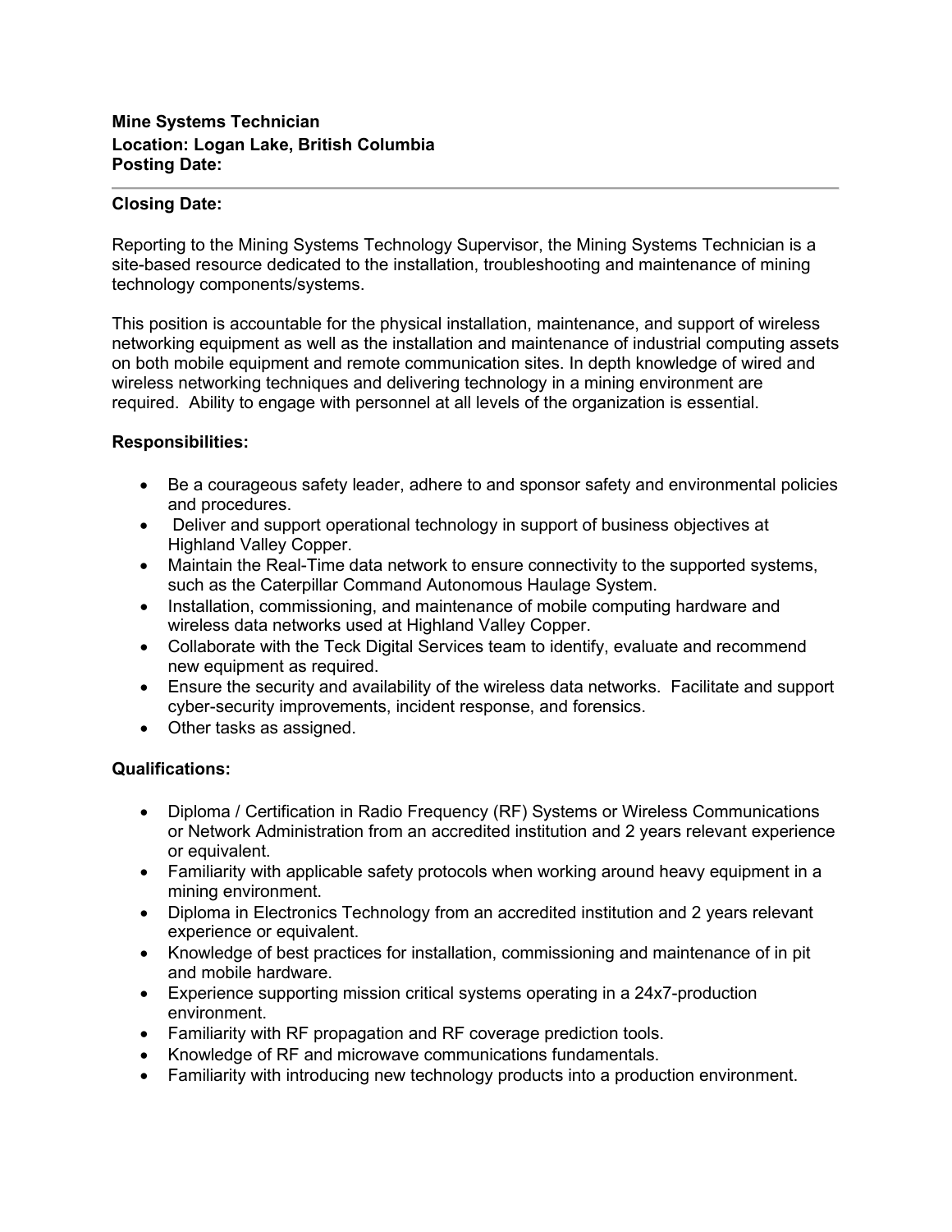**Mine Systems Technician**
**Location: Logan Lake, British Columbia**
**Posting Date:**

---

**Closing Date:**

Reporting to the Mining Systems Technology Supervisor, the Mining Systems Technician is a site-based resource dedicated to the installation, troubleshooting and maintenance of mining technology components/systems.

This position is accountable for the physical installation, maintenance, and support of wireless networking equipment as well as the installation and maintenance of industrial computing assets on both mobile equipment and remote communication sites. In depth knowledge of wired and wireless networking techniques and delivering technology in a mining environment are required. Ability to engage with personnel at all levels of the organization is essential.

**Responsibilities:**

- Be a courageous safety leader, adhere to and sponsor safety and environmental policies and procedures.
- Deliver and support operational technology in support of business objectives at Highland Valley Copper.
- Maintain the Real-Time data network to ensure connectivity to the supported systems, such as the Caterpillar Command Autonomous Haulage System.
- Installation, commissioning, and maintenance of mobile computing hardware and wireless data networks used at Highland Valley Copper.
- Collaborate with the Teck Digital Services team to identify, evaluate and recommend new equipment as required.
- Ensure the security and availability of the wireless data networks. Facilitate and support cyber-security improvements, incident response, and forensics.
- Other tasks as assigned.

**Qualifications:**

- Diploma / Certification in Radio Frequency (RF) Systems or Wireless Communications or Network Administration from an accredited institution and 2 years relevant experience or equivalent.
- Familiarity with applicable safety protocols when working around heavy equipment in a mining environment.
- Diploma in Electronics Technology from an accredited institution and 2 years relevant experience or equivalent.
- Knowledge of best practices for installation, commissioning and maintenance of in pit and mobile hardware.
- Experience supporting mission critical systems operating in a 24x7-production environment.
- Familiarity with RF propagation and RF coverage prediction tools.
- Knowledge of RF and microwave communications fundamentals.
- Familiarity with introducing new technology products into a production environment.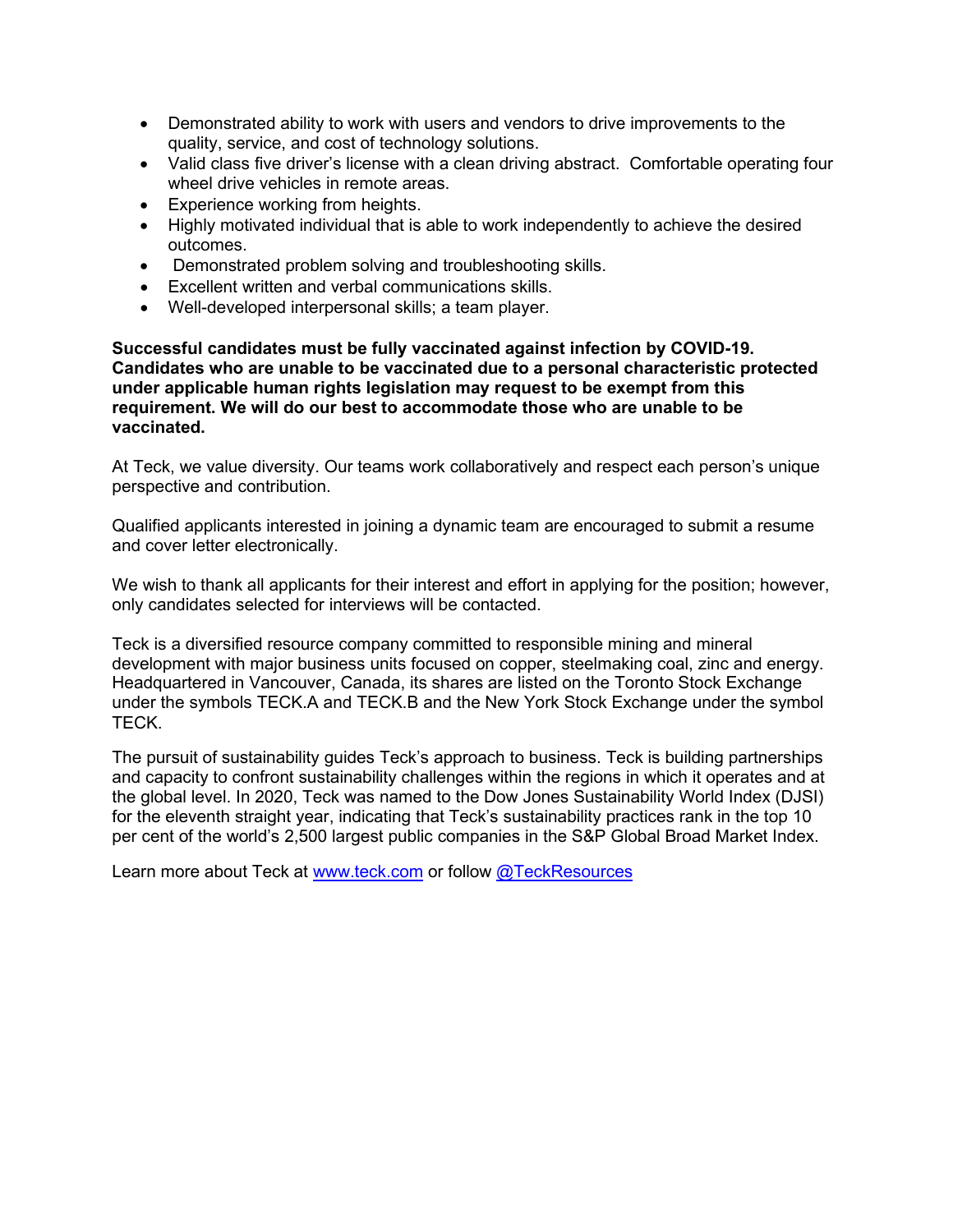- Demonstrated ability to work with users and vendors to drive improvements to the quality, service, and cost of technology solutions.
- Valid class five driver's license with a clean driving abstract. Comfortable operating four wheel drive vehicles in remote areas.
- Experience working from heights.
- Highly motivated individual that is able to work independently to achieve the desired outcomes.
- Demonstrated problem solving and troubleshooting skills.
- Excellent written and verbal communications skills.
- Well-developed interpersonal skills; a team player.

**Successful candidates must be fully vaccinated against infection by COVID-19. Candidates who are unable to be vaccinated due to a personal characteristic protected under applicable human rights legislation may request to be exempt from this requirement. We will do our best to accommodate those who are unable to be vaccinated.**

At Teck, we value diversity. Our teams work collaboratively and respect each person's unique perspective and contribution.

Qualified applicants interested in joining a dynamic team are encouraged to submit a resume and cover letter electronically.

We wish to thank all applicants for their interest and effort in applying for the position; however, only candidates selected for interviews will be contacted.

Teck is a diversified resource company committed to responsible mining and mineral development with major business units focused on copper, steelmaking coal, zinc and energy. Headquartered in Vancouver, Canada, its shares are listed on the Toronto Stock Exchange under the symbols TECK.A and TECK.B and the New York Stock Exchange under the symbol TECK.

The pursuit of sustainability guides Teck's approach to business. Teck is building partnerships and capacity to confront sustainability challenges within the regions in which it operates and at the global level. In 2020, Teck was named to the Dow Jones Sustainability World Index (DJSI) for the eleventh straight year, indicating that Teck's sustainability practices rank in the top 10 per cent of the world's 2,500 largest public companies in the S&P Global Broad Market Index.

Learn more about Teck at [www.teck.com](http://www.teck.com) or follow [@TeckResources](https://twitter.com/TeckResources)